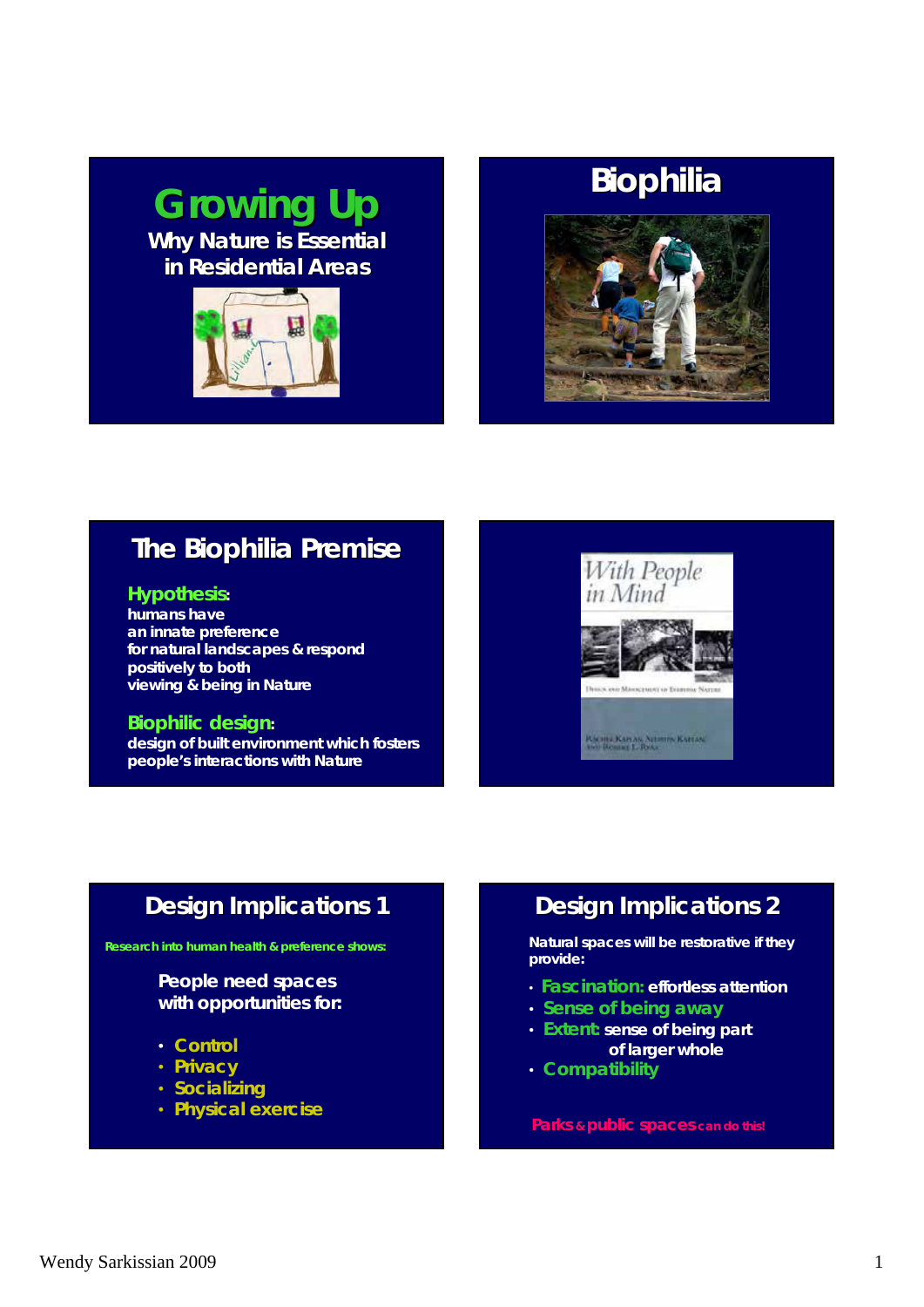## Growing Up

**Why Nature is Essential in Residential Areas**

## Biophilia

## The Biophilia Premise

**Hypothesis:**
humans have
an innate preference
for natural landscapes & respond
positively to both
viewing & being in Nature

**Biophilic design:**
design of built environment which fosters
people's interactions with Nature

*With People in Mind*

Design and Management of Everyday Nature

Rachel Kaplan, Stephen Kaplan and Robert L. Ryan

## Design Implications 1

Research into human health & preference shows:

People need spaces
with opportunities for:

- Control
- Privacy
- Socializing
- Physical exercise

## Design Implications 2

Natural spaces will be restorative if they provide:

- **Fascination:** effortless attention
- **Sense of being away**
- **Extent:** sense of being part of larger whole
- **Compatibility**

**Parks & public spaces can do this!**

Wendy Sarkissian 2009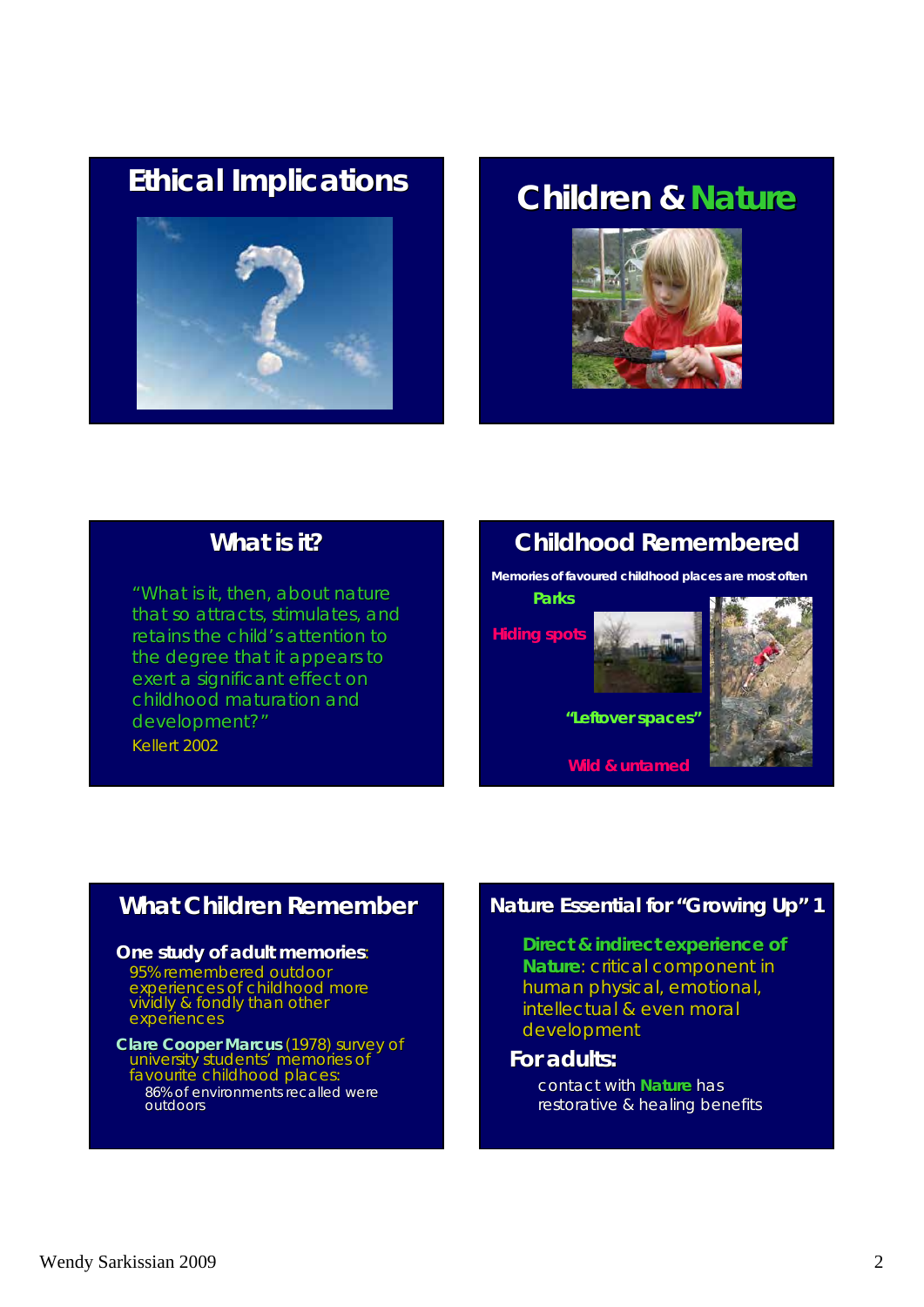## Ethical Implications

## Children & Nature

## What is it?

"What is it, then, about nature that so attracts, stimulates, and retains the child's attention to the degree that it appears to exert a significant effect on childhood maturation and development?"

Kellert 2002

## Childhood Remembered

**Memories of favoured childhood places are most often**

- **Parks**
- **Hiding spots**
- **"Leftover spaces"**
- **Wild & untamed**

## What Children Remember

**One study of adult memories**:

95% remembered outdoor experiences of childhood more vividly & fondly than other experiences

**Clare Cooper Marcus** (1978) survey of university students' memories of favourite childhood places:

86% of environments recalled were outdoors

## Nature Essential for "Growing Up" 1

**Direct & indirect experience of Nature**: critical component in human physical, emotional, intellectual & even moral development

**For adults:**

contact with **Nature** has restorative & healing benefits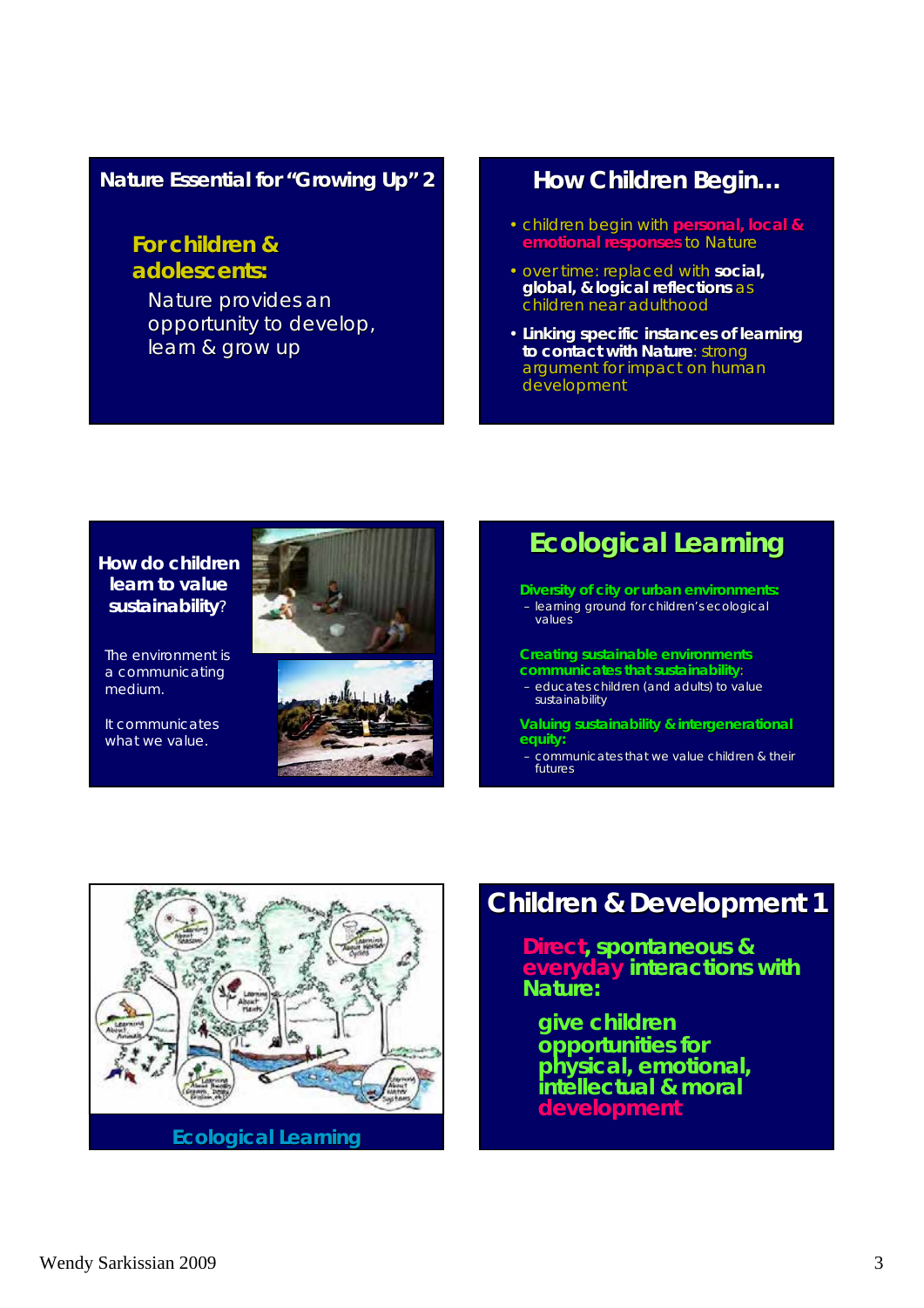## Nature Essential for "Growing Up" 2

**For children & adolescents:**

Nature provides an opportunity to develop, learn & grow up

## How Children Begin…

- children begin with **personal, local & emotional responses** to Nature
- over time: replaced with **social, global, & logical reflections** as children near adulthood
- **Linking specific instances of learning to contact with Nature**: strong argument for impact on human development

## How do children learn to value sustainability?

The environment is a communicating medium.

It communicates what we value.

## Ecological Learning

**Diversity of city or urban environments:**

- learning ground for children's ecological values

**Creating sustainable environments communicates that sustainability:**

- educates children (and adults) to value sustainability

**Valuing sustainability & intergenerational equity:**

- communicates that we value children & their futures

Ecological Learning

## Children & Development 1

**Direct, spontaneous & everyday interactions with Nature:**

**give children opportunities for physical, emotional, intellectual & moral development**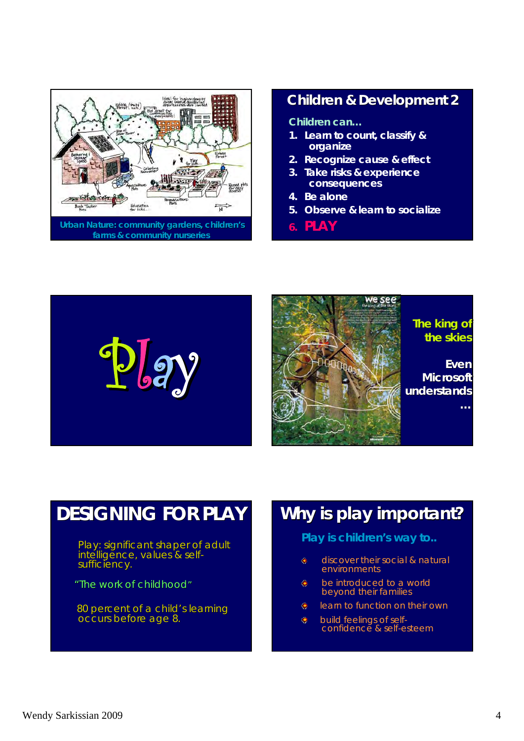Urban Nature: community gardens, children's farms & community nurseries

## Children & Development 2

Children can…

1. Learn to count, classify & organize
2. Recognize cause & effect
3. Take risks & experience consequences
4. Be alone
5. Observe & learn to socialize
6. **PLAY**

# Play

The king of the skies

Even Microsoft understands …

## DESIGNING FOR PLAY

Play: significant shaper of adult intelligence, values & self-sufficiency.

"The work of childhood"

80 percent of a child's learning occurs before age 8.

## Why is play important?

Play is children's way to..

- discover their social & natural environments
- be introduced to a world beyond their families
- learn to function on their own
- build feelings of self-confidence & self-esteem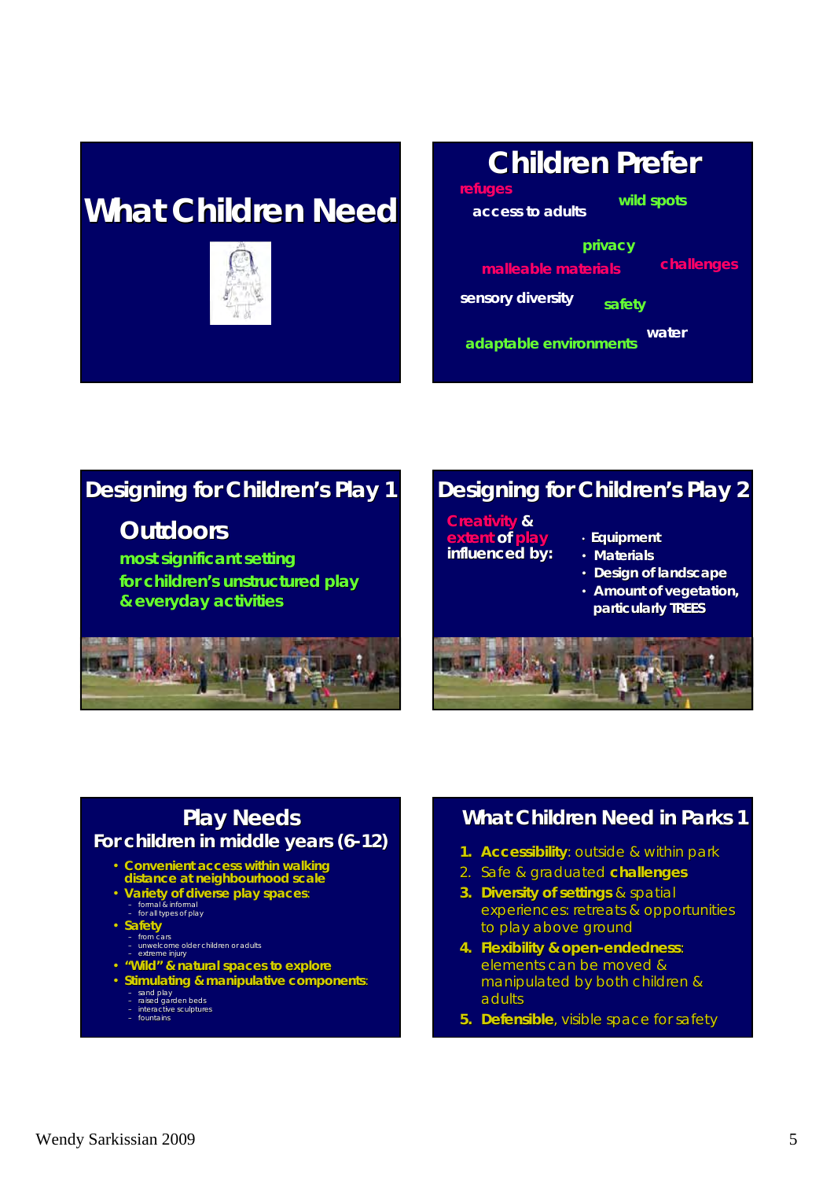## What Children Need

## Children Prefer

refuges

access to adults

wild spots

privacy

malleable materials

challenges

sensory diversity

safety

water

adaptable environments

## Designing for Children's Play 1

### Outdoors

most significant setting for children's unstructured play & everyday activities

## Designing for Children's Play 2

Creativity & extent of play influenced by:

- Equipment
- Materials
- Design of landscape
- Amount of vegetation, particularly TREES

## Play Needs

### For children in middle years (6-12)

- **Convenient access within walking distance at neighbourhood scale**
- **Variety of diverse play spaces**:
  - formal & informal
  - for all types of play
- **Safety**
  - from cars
  - unwelcome older children or adults
  - extreme injury
- **"Wild" & natural spaces to explore**
- **Stimulating & manipulative components**:
  - sand play
  - raised garden beds
  - interactive sculptures
  - fountains

## What Children Need in Parks 1

1. **Accessibility**: outside & within park
2. Safe & graduated **challenges**
3. **Diversity of settings** & spatial experiences: retreats & opportunities to play above ground
4. **Flexibility & open-endedness**: elements can be moved & manipulated by both children & adults
5. **Defensible**, visible space for safety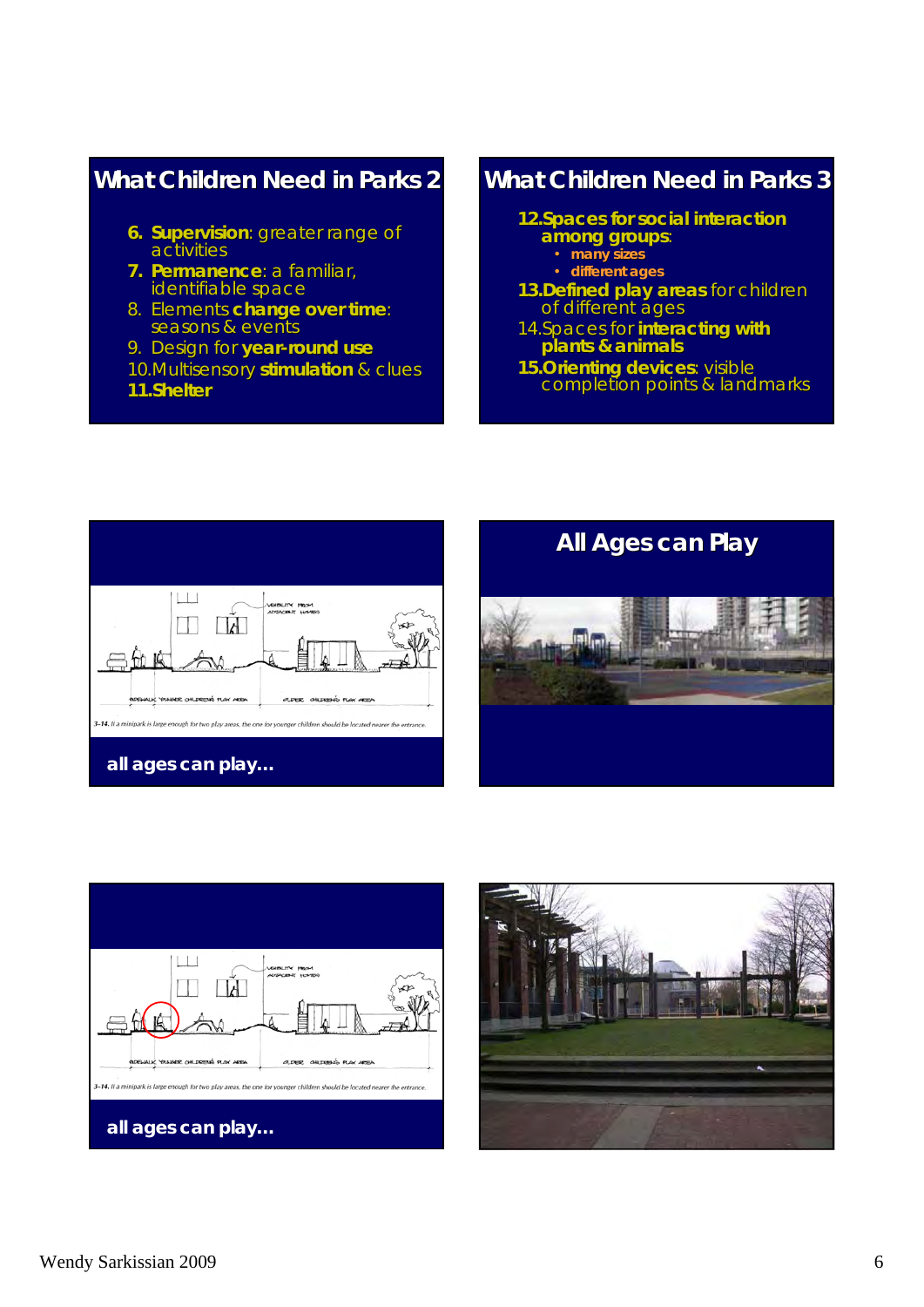## What Children Need in Parks 2

6. **Supervision**: greater range of activities
7. **Permanence**: a familiar, identifiable space
8. Elements **change over time**: seasons & events
9. Design for **year-round use**
10. Multisensory **stimulation** & clues
11. **Shelter**

## What Children Need in Parks 3

12. **Spaces for social interaction among groups**:
    - **many sizes**
    - **different ages**
13. **Defined play areas** for children of different ages
14. Spaces for **interacting with plants & animals**
15. **Orienting devices**: visible completion points & landmarks

3-14. If a minipark is large enough for two play areas, the one for younger children should be located nearer the entrance.

**all ages can play…**

## All Ages can Play

3-14. If a minipark is large enough for two play areas, the one for younger children should be located nearer the entrance.

**all ages can play…**

Wendy Sarkissian 2009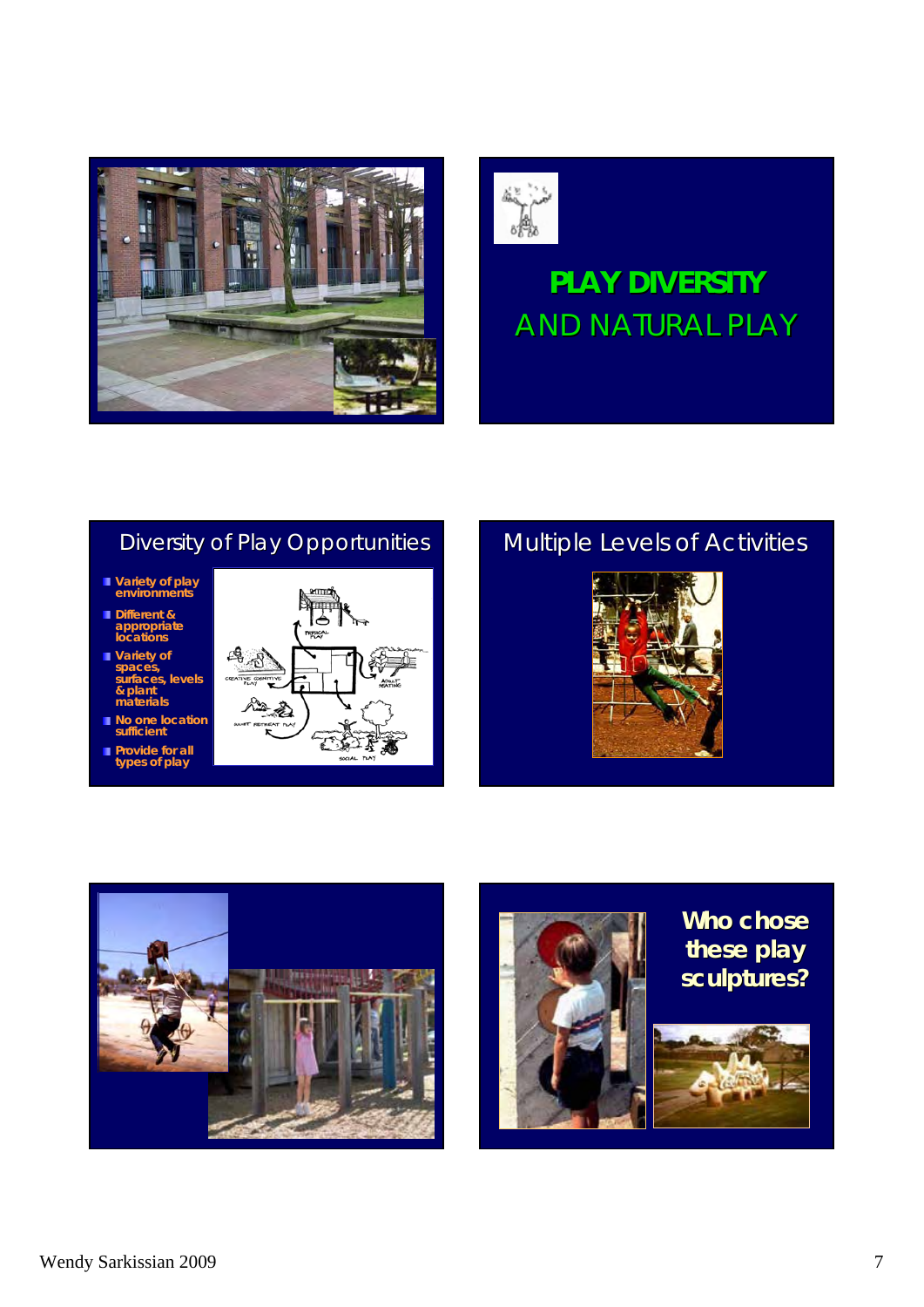## PLAY DIVERSITY AND NATURAL PLAY

## Diversity of Play Opportunities

- Variety of play environments
- Different & appropriate locations
- Variety of spaces, surfaces, levels & plant materials
- No one location sufficient
- Provide for all types of play

## Multiple Levels of Activities

## Who chose these play sculptures?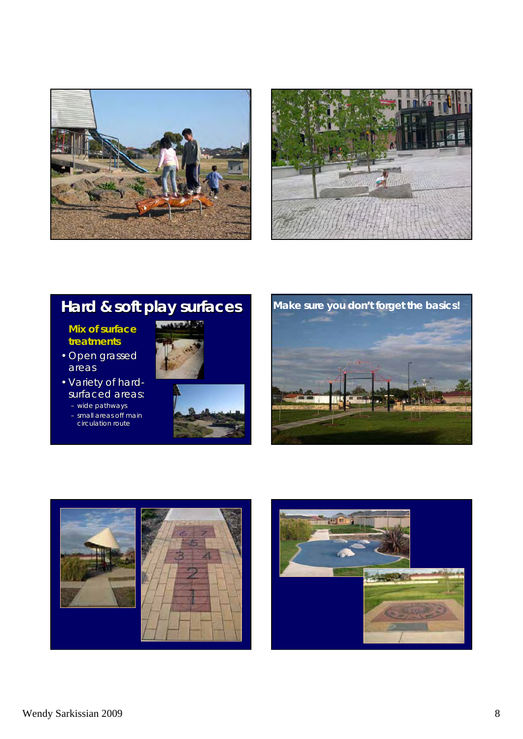## Hard & soft play surfaces

**Mix of surface treatments**

- Open grassed areas
- Variety of hard-surfaced areas:
  - wide pathways
  - small areas off main circulation route

**Make sure you don't forget the basics!**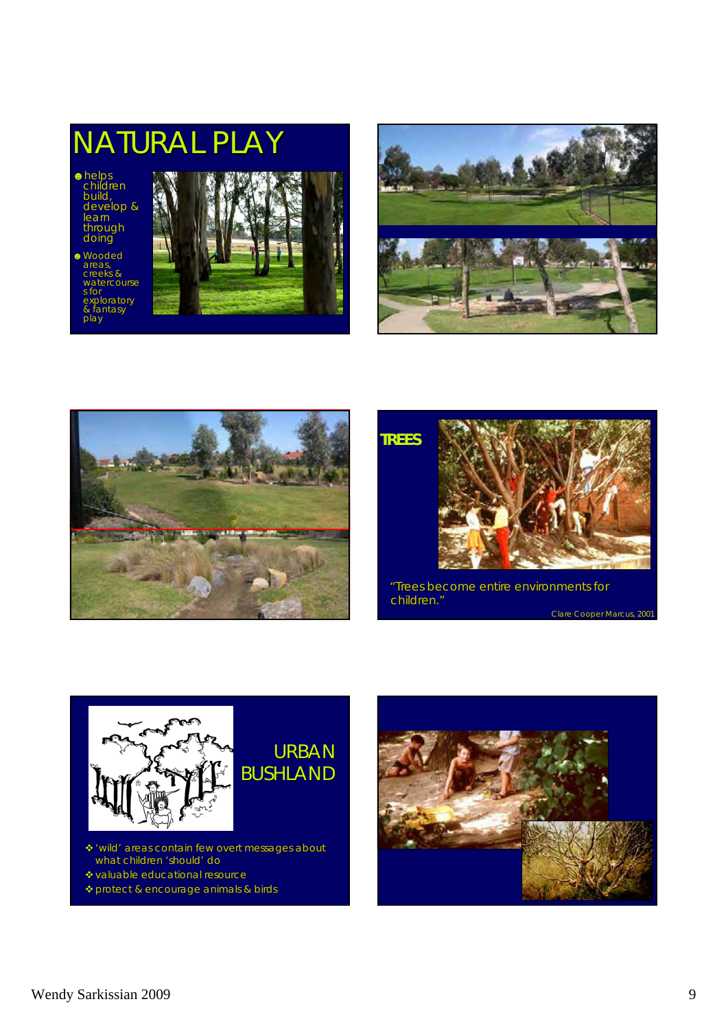# NATURAL PLAY

- helps children build, develop & learn through doing
- Wooded areas, creeks & watercourses for exploratory & fantasy play

## TREES

"Trees become entire environments for children."

Clare Cooper Marcus, 2001

## URBAN BUSHLAND

- 'wild' areas contain few overt messages about what children 'should' do
- valuable educational resource
- protect & encourage animals & birds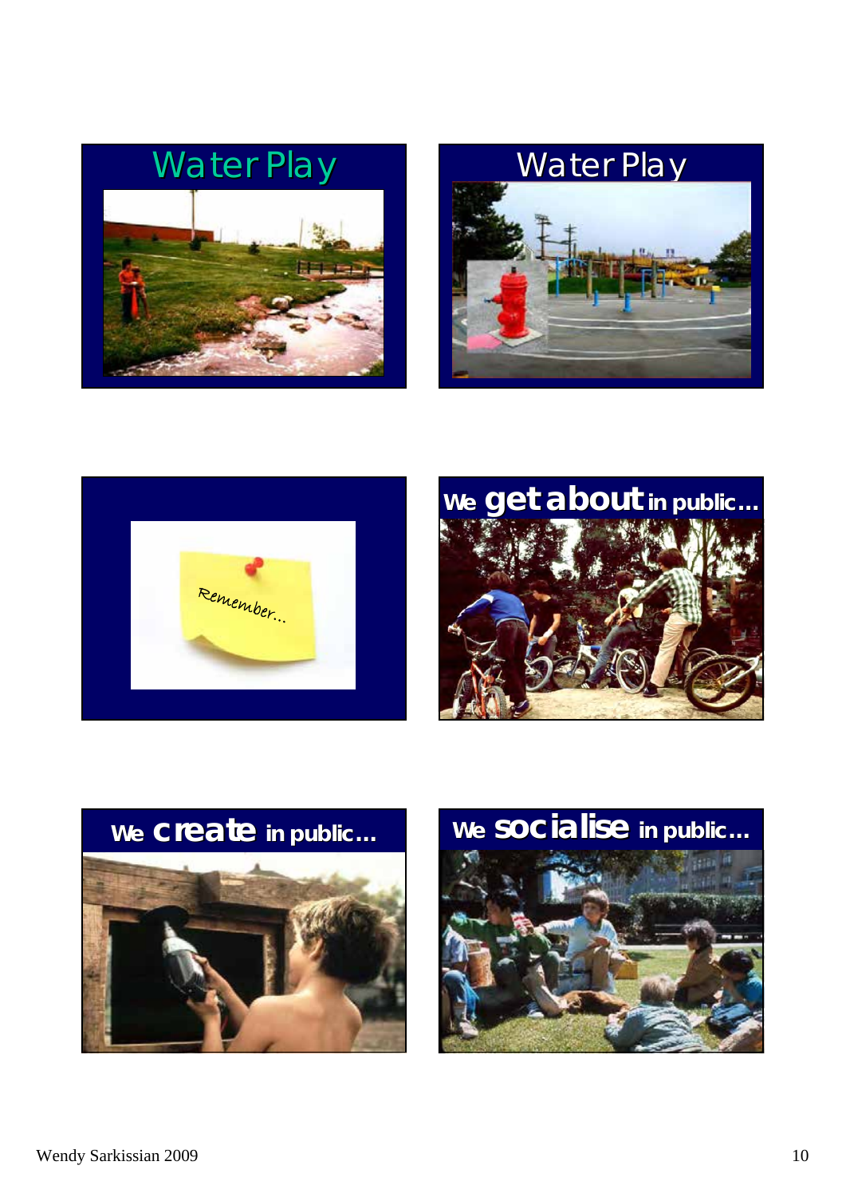## Water Play

## Water Play

Remember…

## We get about in public…

## We create in public…

## We socialise in public…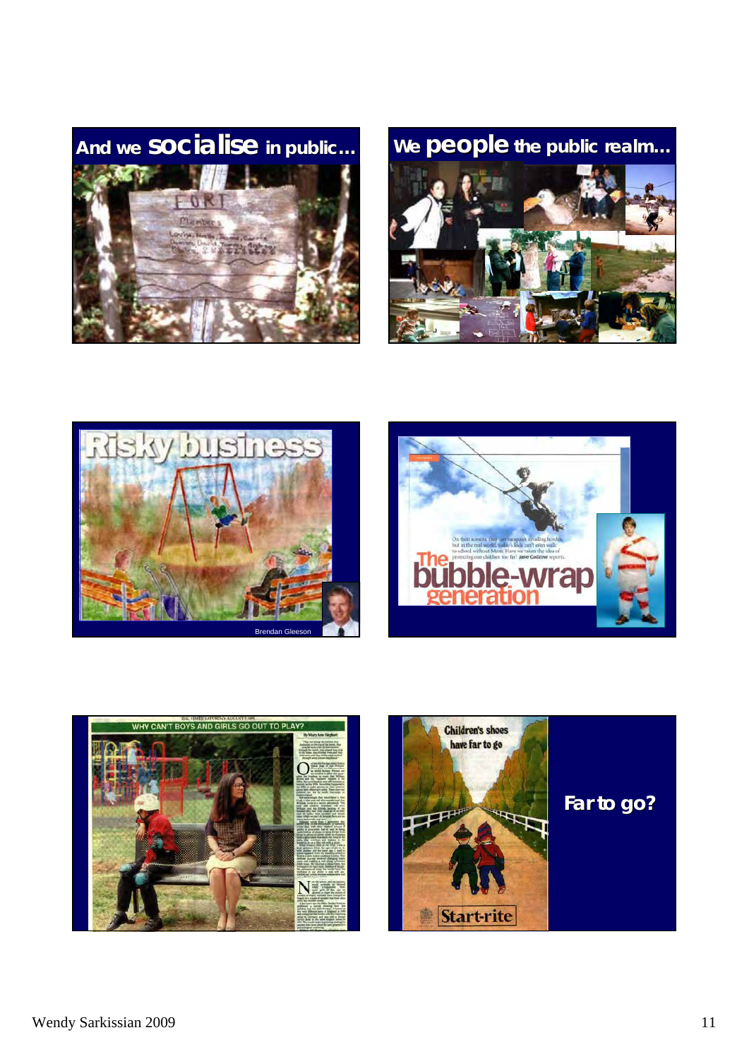## And we socialise in public…

## We people the public realm…

Risky business

Brendan Gleeson

The bubble-wrap generation

WHY CAN'T BOYS AND GIRLS GO OUT TO PLAY?

Children's shoes have far to go

Start-rite

**Far to go?**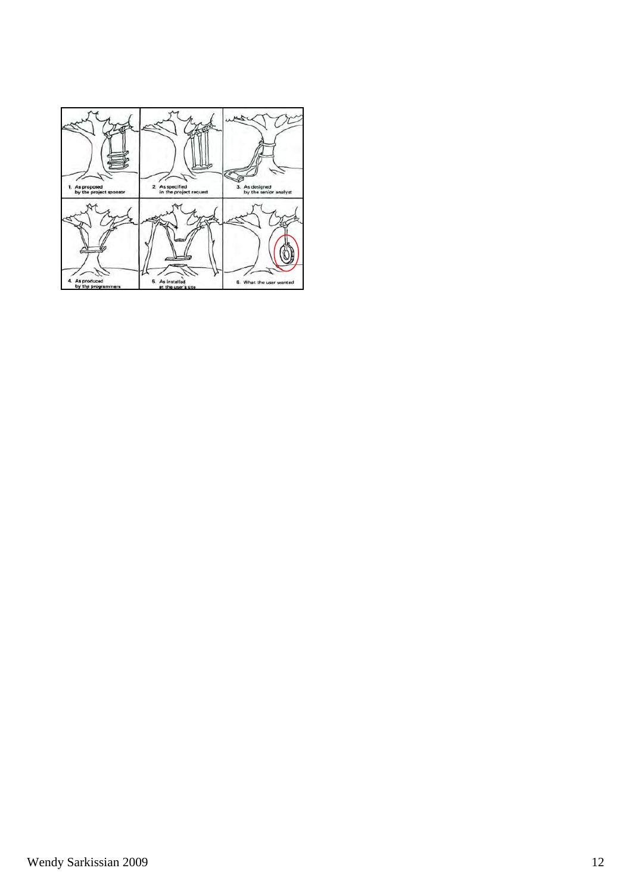1. As proposed by the project sponsor

2. As specified in the project request

3. As designed by the senior analyst

4. As produced by the programmers

5. As installed at the user's site

6. What the user wanted